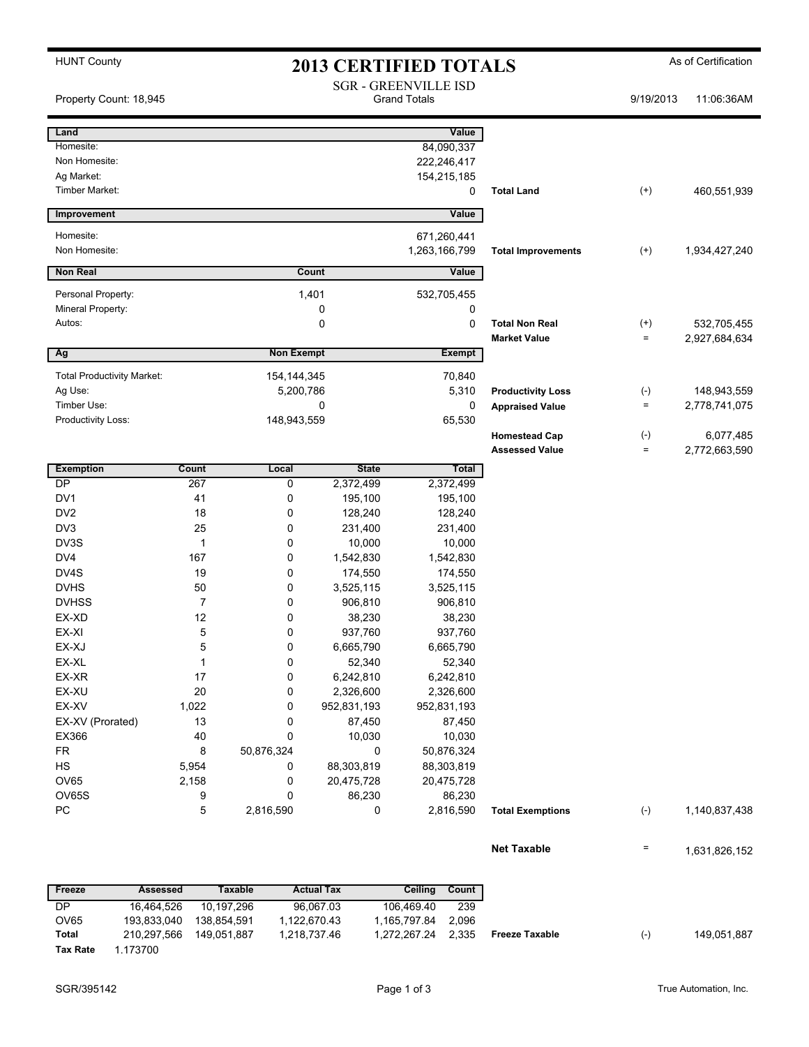HUNT County

# 2013 CERTIFIED TOTALS

As of Certification

SGR - GREENVILLE ISD
Grand Totals

Property Count: 18,945

9/19/2013 11:06:36AM

| Land | Value |
|---|---|
| Homesite: | 84,090,337 |
| Non Homesite: | 222,246,417 |
| Ag Market: | 154,215,185 |
| Timber Market: | 0 |

**Total Land** (+) 460,551,939

| Improvement | Value |
|---|---|
| Homesite: | 671,260,441 |
| Non Homesite: | 1,263,166,799 |

**Total Improvements** (+) 1,934,427,240

| Non Real | Count | Value |
|---|---|---|
| Personal Property: | 1,401 | 532,705,455 |
| Mineral Property: | 0 | 0 |
| Autos: | 0 | 0 |

**Total Non Real** (+) 532,705,455

**Market Value** = 2,927,684,634

| Ag | Non Exempt | Exempt |
|---|---|---|
| Total Productivity Market: | 154,144,345 | 70,840 |
| Ag Use: | 5,200,786 | 5,310 |
| Timber Use: | 0 | 0 |
| Productivity Loss: | 148,943,559 | 65,530 |

**Productivity Loss** (-) 148,943,559

**Appraised Value** = 2,778,741,075

**Homestead Cap** (-) 6,077,485

**Assessed Value** = 2,772,663,590

| Exemption | Count | Local | State | Total |
|---|---|---|---|---|
| DP | 267 | 0 | 2,372,499 | 2,372,499 |
| DV1 | 41 | 0 | 195,100 | 195,100 |
| DV2 | 18 | 0 | 128,240 | 128,240 |
| DV3 | 25 | 0 | 231,400 | 231,400 |
| DV3S | 1 | 0 | 10,000 | 10,000 |
| DV4 | 167 | 0 | 1,542,830 | 1,542,830 |
| DV4S | 19 | 0 | 174,550 | 174,550 |
| DVHS | 50 | 0 | 3,525,115 | 3,525,115 |
| DVHSS | 7 | 0 | 906,810 | 906,810 |
| EX-XD | 12 | 0 | 38,230 | 38,230 |
| EX-XI | 5 | 0 | 937,760 | 937,760 |
| EX-XJ | 5 | 0 | 6,665,790 | 6,665,790 |
| EX-XL | 1 | 0 | 52,340 | 52,340 |
| EX-XR | 17 | 0 | 6,242,810 | 6,242,810 |
| EX-XU | 20 | 0 | 2,326,600 | 2,326,600 |
| EX-XV | 1,022 | 0 | 952,831,193 | 952,831,193 |
| EX-XV (Prorated) | 13 | 0 | 87,450 | 87,450 |
| EX366 | 40 | 0 | 10,030 | 10,030 |
| FR | 8 | 50,876,324 | 0 | 50,876,324 |
| HS | 5,954 | 0 | 88,303,819 | 88,303,819 |
| OV65 | 2,158 | 0 | 20,475,728 | 20,475,728 |
| OV65S | 9 | 0 | 86,230 | 86,230 |
| PC | 5 | 2,816,590 | 0 | 2,816,590 |

**Total Exemptions** (-) 1,140,837,438

**Net Taxable** = 1,631,826,152

| Freeze | Assessed | Taxable | Actual Tax | Ceiling | Count |
|---|---|---|---|---|---|
| DP | 16,464,526 | 10,197,296 | 96,067.03 | 106,469.40 | 239 |
| OV65 | 193,833,040 | 138,854,591 | 1,122,670.43 | 1,165,797.84 | 2,096 |
| **Total** | 210,297,566 | 149,051,887 | 1,218,737.46 | 1,272,267.24 | 2,335 |
| **Tax Rate** | 1.173700 | | | | |

**Freeze Taxable** (-) 149,051,887

SGR/395142

True Automation, Inc.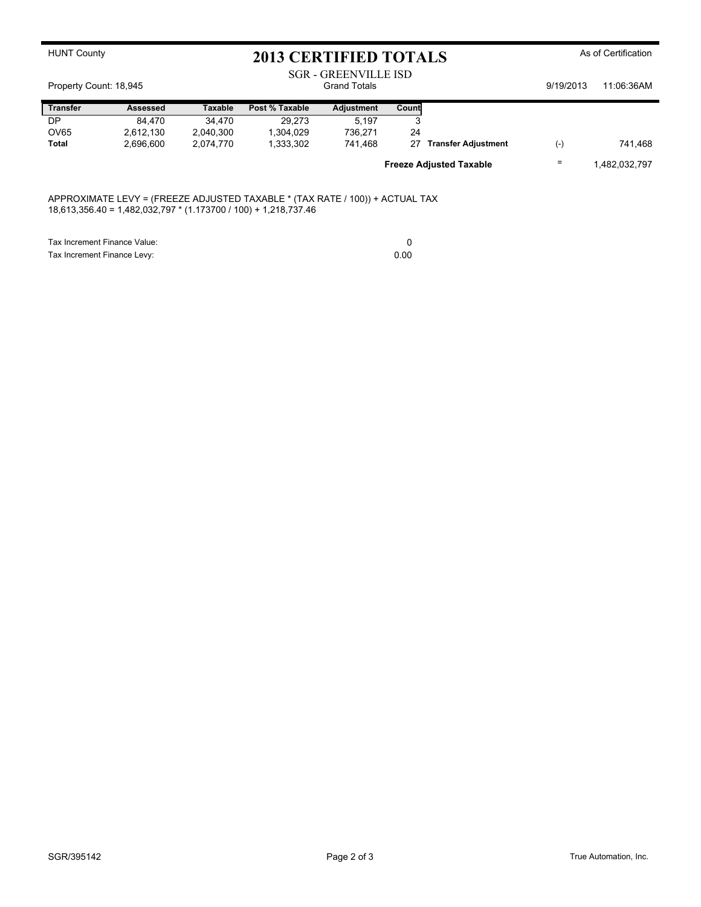HUNT County

# 2013 CERTIFIED TOTALS

As of Certification

SGR - GREENVILLE ISD

Property Count: 18,945 Grand Totals 9/19/2013 11:06:36AM

| Transfer | Assessed | Taxable | Post % Taxable | Adjustment | Count | | | |
|---|---|---|---|---|---|---|---|---|
| DP | 84,470 | 34,470 | 29,273 | 5,197 | 3 | | | |
| OV65 | 2,612,130 | 2,040,300 | 1,304,029 | 736,271 | 24 | | | |
| **Total** | 2,696,600 | 2,074,770 | 1,333,302 | 741,468 | 27 | **Transfer Adjustment** | (-) | 741,468 |
| | | | | | | **Freeze Adjusted Taxable** | = | 1,482,032,797 |

APPROXIMATE LEVY = (FREEZE ADJUSTED TAXABLE * (TAX RATE / 100)) + ACTUAL TAX
18,613,356.40 = 1,482,032,797 * (1.173700 / 100) + 1,218,737.46

Tax Increment Finance Value: 0
Tax Increment Finance Levy: 0.00

SGR/395142 True Automation, Inc.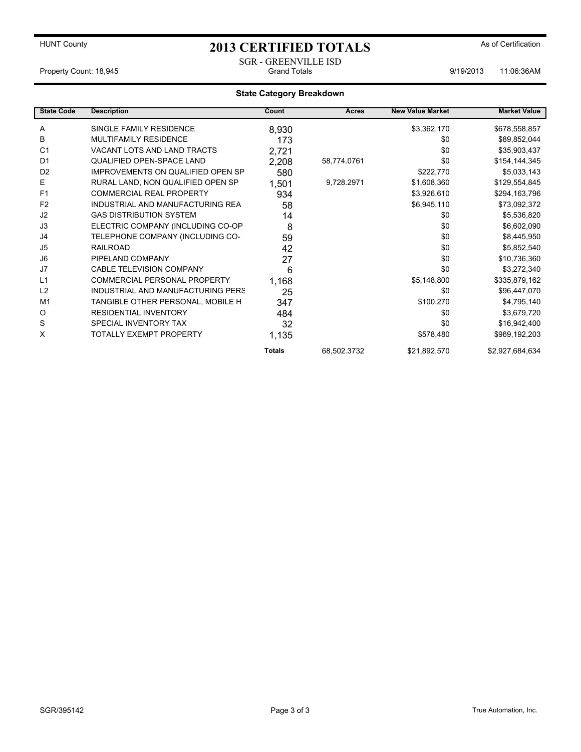HUNT County

# 2013 CERTIFIED TOTALS

As of Certification

SGR - GREENVILLE ISD
Grand Totals

Property Count: 18,945

9/19/2013 11:06:36AM

## State Category Breakdown

| State Code | Description | Count | Acres | New Value Market | Market Value |
|---|---|---|---|---|---|
| A | SINGLE FAMILY RESIDENCE | 8,930 | | $3,362,170 | $678,558,857 |
| B | MULTIFAMILY RESIDENCE | 173 | | $0 | $89,852,044 |
| C1 | VACANT LOTS AND LAND TRACTS | 2,721 | | $0 | $35,903,437 |
| D1 | QUALIFIED OPEN-SPACE LAND | 2,208 | 58,774.0761 | $0 | $154,144,345 |
| D2 | IMPROVEMENTS ON QUALIFIED OPEN SP | 580 | | $222,770 | $5,033,143 |
| E | RURAL LAND, NON QUALIFIED OPEN SP | 1,501 | 9,728.2971 | $1,608,360 | $129,554,845 |
| F1 | COMMERCIAL REAL PROPERTY | 934 | | $3,926,610 | $294,163,796 |
| F2 | INDUSTRIAL AND MANUFACTURING REA | 58 | | $6,945,110 | $73,092,372 |
| J2 | GAS DISTRIBUTION SYSTEM | 14 | | $0 | $5,536,820 |
| J3 | ELECTRIC COMPANY (INCLUDING CO-OP | 8 | | $0 | $6,602,090 |
| J4 | TELEPHONE COMPANY (INCLUDING CO- | 59 | | $0 | $8,445,950 |
| J5 | RAILROAD | 42 | | $0 | $5,852,540 |
| J6 | PIPELAND COMPANY | 27 | | $0 | $10,736,360 |
| J7 | CABLE TELEVISION COMPANY | 6 | | $0 | $3,272,340 |
| L1 | COMMERCIAL PERSONAL PROPERTY | 1,168 | | $5,148,800 | $335,879,162 |
| L2 | INDUSTRIAL AND MANUFACTURING PERS | 25 | | $0 | $96,447,070 |
| M1 | TANGIBLE OTHER PERSONAL, MOBILE H | 347 | | $100,270 | $4,795,140 |
| O | RESIDENTIAL INVENTORY | 484 | | $0 | $3,679,720 |
| S | SPECIAL INVENTORY TAX | 32 | | $0 | $16,942,400 |
| X | TOTALLY EXEMPT PROPERTY | 1,135 | | $578,480 | $969,192,203 |
| | | **Totals** | 68,502.3732 | $21,892,570 | $2,927,684,634 |

SGR/395142

True Automation, Inc.